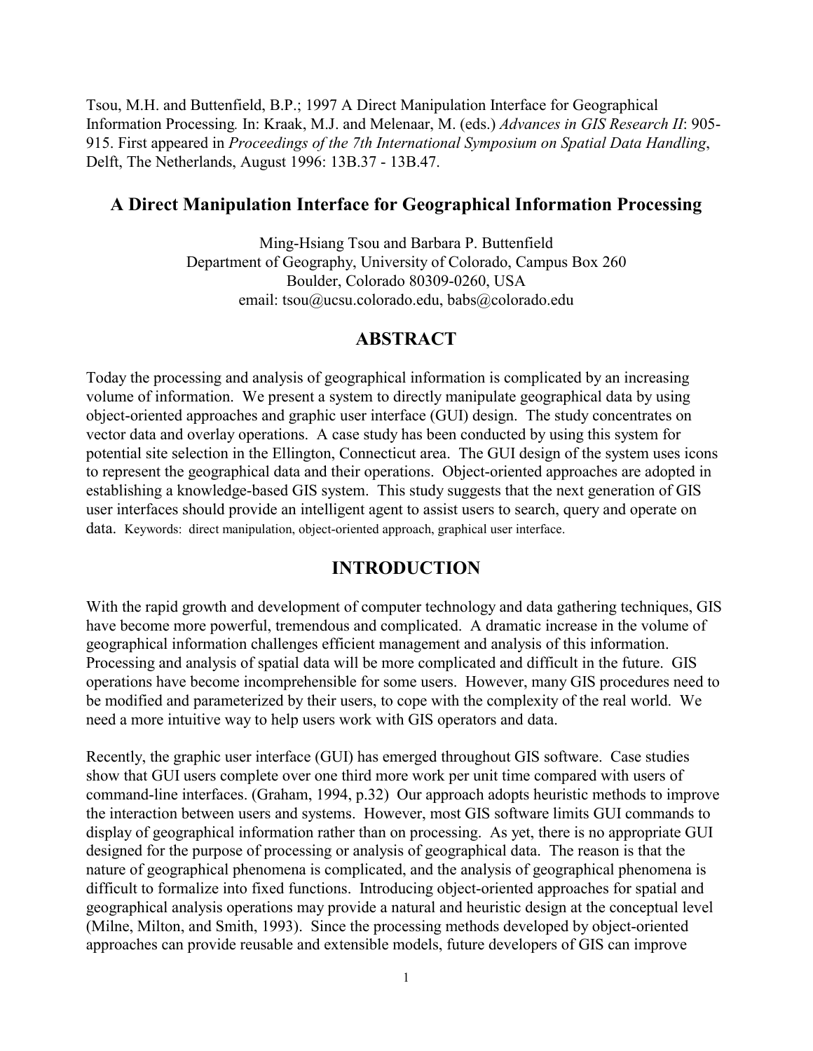Tsou, M.H. and Buttenfield, B.P.; 1997 A Direct Manipulation Interface for Geographical Information Processing. In: Kraak, M.J. and Melenaar, M. (eds.) *Advances in GIS Research II*: 905-915. First appeared in *Proceedings of the 7th International Symposium on Spatial Data Handling*, Delft, The Netherlands, August 1996: 13B.37 - 13B.47.

# A Direct Manipulation Interface for Geographical Information Processing

Ming-Hsiang Tsou and Barbara P. Buttenfield
Department of Geography, University of Colorado, Campus Box 260
Boulder, Colorado 80309-0260, USA
email: tsou@ucsu.colorado.edu, babs@colorado.edu

## ABSTRACT

Today the processing and analysis of geographical information is complicated by an increasing volume of information. We present a system to directly manipulate geographical data by using object-oriented approaches and graphic user interface (GUI) design. The study concentrates on vector data and overlay operations. A case study has been conducted by using this system for potential site selection in the Ellington, Connecticut area. The GUI design of the system uses icons to represent the geographical data and their operations. Object-oriented approaches are adopted in establishing a knowledge-based GIS system. This study suggests that the next generation of GIS user interfaces should provide an intelligent agent to assist users to search, query and operate on data. Keywords: direct manipulation, object-oriented approach, graphical user interface.

## INTRODUCTION

With the rapid growth and development of computer technology and data gathering techniques, GIS have become more powerful, tremendous and complicated. A dramatic increase in the volume of geographical information challenges efficient management and analysis of this information. Processing and analysis of spatial data will be more complicated and difficult in the future. GIS operations have become incomprehensible for some users. However, many GIS procedures need to be modified and parameterized by their users, to cope with the complexity of the real world. We need a more intuitive way to help users work with GIS operators and data.

Recently, the graphic user interface (GUI) has emerged throughout GIS software. Case studies show that GUI users complete over one third more work per unit time compared with users of command-line interfaces. (Graham, 1994, p.32) Our approach adopts heuristic methods to improve the interaction between users and systems. However, most GIS software limits GUI commands to display of geographical information rather than on processing. As yet, there is no appropriate GUI designed for the purpose of processing or analysis of geographical data. The reason is that the nature of geographical phenomena is complicated, and the analysis of geographical phenomena is difficult to formalize into fixed functions. Introducing object-oriented approaches for spatial and geographical analysis operations may provide a natural and heuristic design at the conceptual level (Milne, Milton, and Smith, 1993). Since the processing methods developed by object-oriented approaches can provide reusable and extensible models, future developers of GIS can improve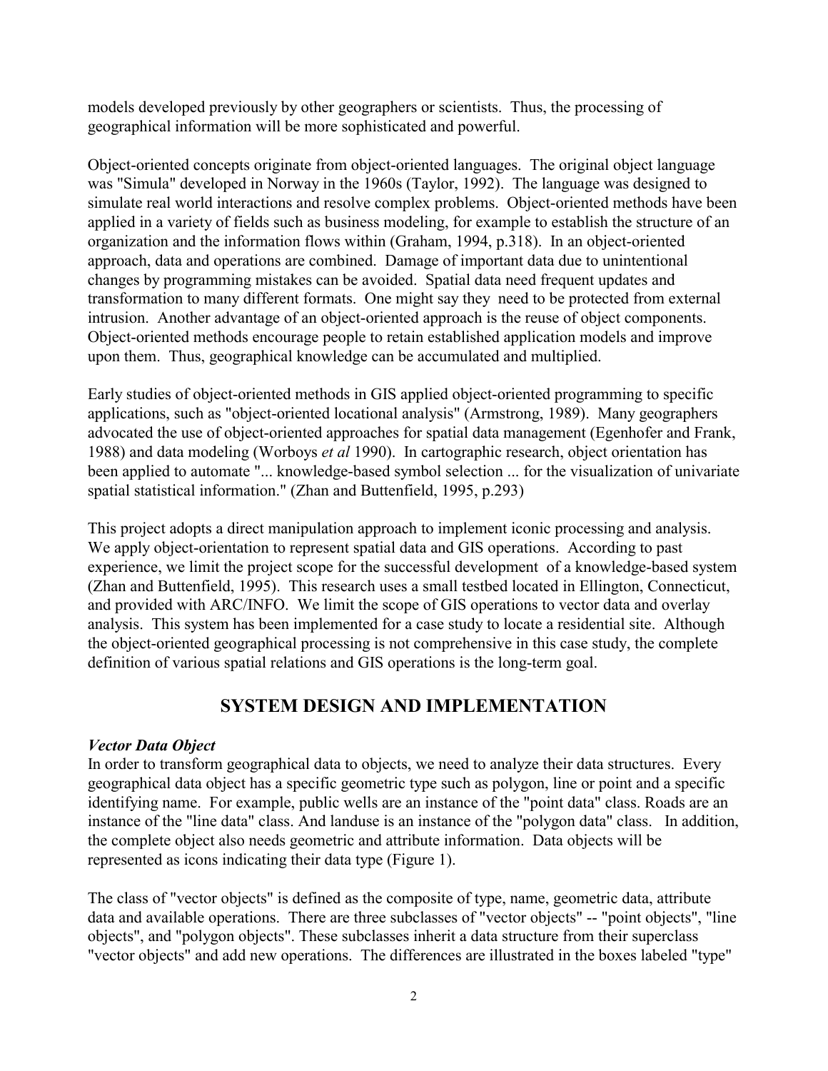models developed previously by other geographers or scientists. Thus, the processing of geographical information will be more sophisticated and powerful.

Object-oriented concepts originate from object-oriented languages. The original object language was "Simula" developed in Norway in the 1960s (Taylor, 1992). The language was designed to simulate real world interactions and resolve complex problems. Object-oriented methods have been applied in a variety of fields such as business modeling, for example to establish the structure of an organization and the information flows within (Graham, 1994, p.318). In an object-oriented approach, data and operations are combined. Damage of important data due to unintentional changes by programming mistakes can be avoided. Spatial data need frequent updates and transformation to many different formats. One might say they need to be protected from external intrusion. Another advantage of an object-oriented approach is the reuse of object components. Object-oriented methods encourage people to retain established application models and improve upon them. Thus, geographical knowledge can be accumulated and multiplied.

Early studies of object-oriented methods in GIS applied object-oriented programming to specific applications, such as "object-oriented locational analysis" (Armstrong, 1989). Many geographers advocated the use of object-oriented approaches for spatial data management (Egenhofer and Frank, 1988) and data modeling (Worboys *et al* 1990). In cartographic research, object orientation has been applied to automate "... knowledge-based symbol selection ... for the visualization of univariate spatial statistical information." (Zhan and Buttenfield, 1995, p.293)

This project adopts a direct manipulation approach to implement iconic processing and analysis. We apply object-orientation to represent spatial data and GIS operations. According to past experience, we limit the project scope for the successful development of a knowledge-based system (Zhan and Buttenfield, 1995). This research uses a small testbed located in Ellington, Connecticut, and provided with ARC/INFO. We limit the scope of GIS operations to vector data and overlay analysis. This system has been implemented for a case study to locate a residential site. Although the object-oriented geographical processing is not comprehensive in this case study, the complete definition of various spatial relations and GIS operations is the long-term goal.

## SYSTEM DESIGN AND IMPLEMENTATION

### *Vector Data Object*

In order to transform geographical data to objects, we need to analyze their data structures. Every geographical data object has a specific geometric type such as polygon, line or point and a specific identifying name. For example, public wells are an instance of the "point data" class. Roads are an instance of the "line data" class. And landuse is an instance of the "polygon data" class. In addition, the complete object also needs geometric and attribute information. Data objects will be represented as icons indicating their data type (Figure 1).

The class of "vector objects" is defined as the composite of type, name, geometric data, attribute data and available operations. There are three subclasses of "vector objects" -- "point objects", "line objects", and "polygon objects". These subclasses inherit a data structure from their superclass "vector objects" and add new operations. The differences are illustrated in the boxes labeled "type"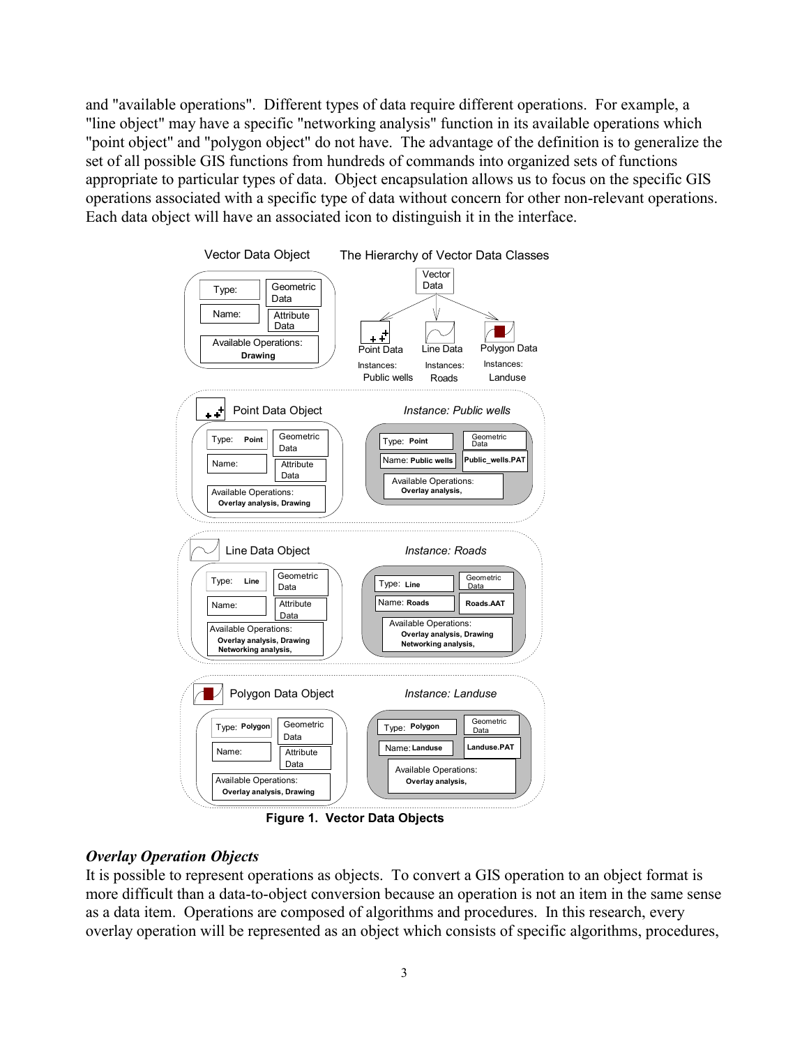and "available operations". Different types of data require different operations. For example, a "line object" may have a specific "networking analysis" function in its available operations which "point object" and "polygon object" do not have. The advantage of the definition is to generalize the set of all possible GIS functions from hundreds of commands into organized sets of functions appropriate to particular types of data. Object encapsulation allows us to focus on the specific GIS operations associated with a specific type of data without concern for other non-relevant operations. Each data object will have an associated icon to distinguish it in the interface.

**Figure 1. Vector Data Objects**

### *Overlay Operation Objects*

It is possible to represent operations as objects. To convert a GIS operation to an object format is more difficult than a data-to-object conversion because an operation is not an item in the same sense as a data item. Operations are composed of algorithms and procedures. In this research, every overlay operation will be represented as an object which consists of specific algorithms, procedures,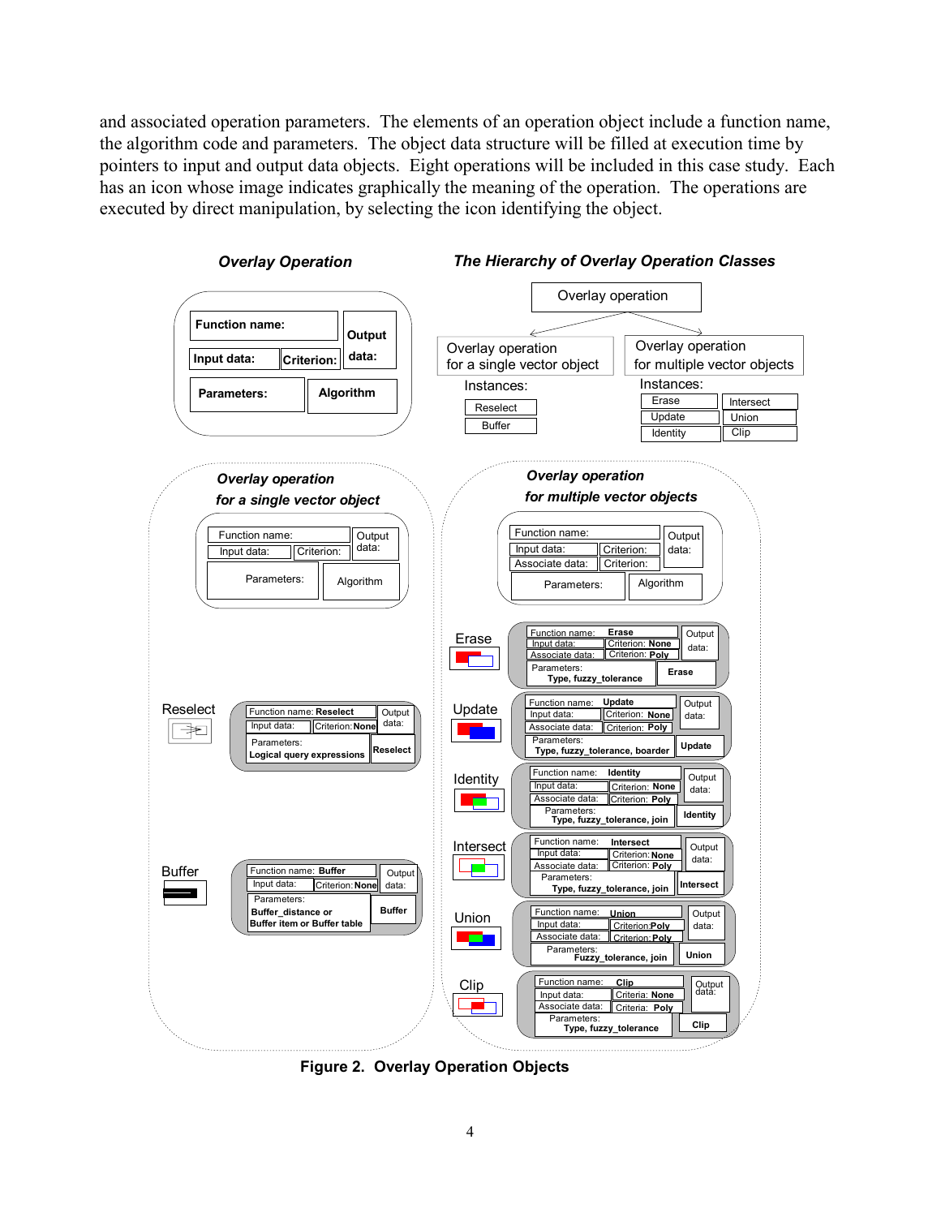and associated operation parameters. The elements of an operation object include a function name, the algorithm code and parameters. The object data structure will be filled at execution time by pointers to input and output data objects. Eight operations will be included in this case study. Each has an icon whose image indicates graphically the meaning of the operation. The operations are executed by direct manipulation, by selecting the icon identifying the object.

*Overlay Operation*

| Function name: | | Output data: |
|---|---|---|
| Input data: | Criterion: | |
| Parameters: | Algorithm | |

*The Hierarchy of Overlay Operation Classes*

- Overlay operation
  - Overlay operation for a single vector object
    - Instances: Reselect, Buffer
  - Overlay operation for multiple vector objects
    - Instances: Erase, Intersect, Update, Union, Identity, Clip

*Overlay operation for a single vector object*

| Function name: | | Output data: |
|---|---|---|
| Input data: | Criterion: | |
| Parameters: | Algorithm | |

**Reselect**

| Function name: Reselect | | Output data: |
|---|---|---|
| Input data: | Criterion: None | |
| Parameters: Logical query expressions | Reselect | |

**Buffer**

| Function name: Buffer | | Output data: |
|---|---|---|
| Input data: | Criterion: None | |
| Parameters: Buffer_distance or Buffer item or Buffer table | Buffer | |

*Overlay operation for multiple vector objects*

| Function name: | | Output data: |
|---|---|---|
| Input data: | Criterion: | |
| Associate data: | Criterion: | |
| Parameters: | Algorithm | |

**Erase**

| Function name: Erase | | Output data: |
|---|---|---|
| Input data: | Criterion: None | |
| Associate data: | Criterion: Poly | |
| Parameters: Type, fuzzy_tolerance | Erase | |

**Update**

| Function name: Update | | Output data: |
|---|---|---|
| Input data: | Criterion: None | |
| Associate data: | Criterion: Poly | |
| Parameters: Type, fuzzy_tolerance, boarder | Update | |

**Identity**

| Function name: Identity | | Output data: |
|---|---|---|
| Input data: | Criterion: None | |
| Associate data: | Criterion: Poly | |
| Parameters: Type, fuzzy_tolerance, join | Identity | |

**Intersect**

| Function name: Intersect | | Output data: |
|---|---|---|
| Input data: | Criterion: None | |
| Associate data: | Criterion: Poly | |
| Parameters: Type, fuzzy_tolerance, join | Intersect | |

**Union**

| Function name: Union | | Output data: |
|---|---|---|
| Input data: | Criterion: Poly | |
| Associate data: | Criterion: Poly | |
| Parameters: Fuzzy_tolerance, join | Union | |

**Clip**

| Function name: Clip | | Output data: |
|---|---|---|
| Input data: | Criteria: None | |
| Associate data: | Criteria: Poly | |
| Parameters: Type, fuzzy_tolerance | Clip | |

**Figure 2. Overlay Operation Objects**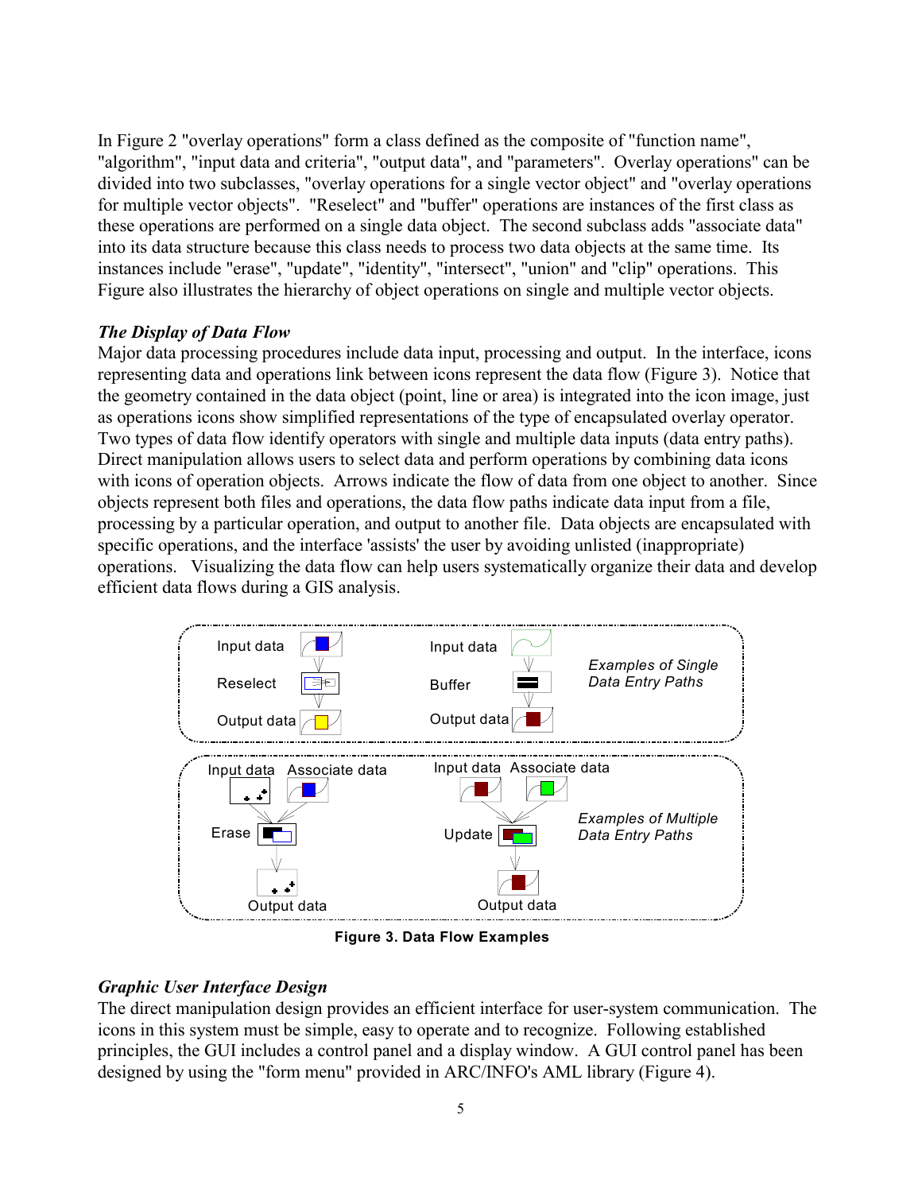In Figure 2 "overlay operations" form a class defined as the composite of "function name", "algorithm", "input data and criteria", "output data", and "parameters". Overlay operations" can be divided into two subclasses, "overlay operations for a single vector object" and "overlay operations for multiple vector objects". "Reselect" and "buffer" operations are instances of the first class as these operations are performed on a single data object. The second subclass adds "associate data" into its data structure because this class needs to process two data objects at the same time. Its instances include "erase", "update", "identity", "intersect", "union" and "clip" operations. This Figure also illustrates the hierarchy of object operations on single and multiple vector objects.

### *The Display of Data Flow*

Major data processing procedures include data input, processing and output. In the interface, icons representing data and operations link between icons represent the data flow (Figure 3). Notice that the geometry contained in the data object (point, line or area) is integrated into the icon image, just as operations icons show simplified representations of the type of encapsulated overlay operator. Two types of data flow identify operators with single and multiple data inputs (data entry paths). Direct manipulation allows users to select data and perform operations by combining data icons with icons of operation objects. Arrows indicate the flow of data from one object to another. Since objects represent both files and operations, the data flow paths indicate data input from a file, processing by a particular operation, and output to another file. Data objects are encapsulated with specific operations, and the interface 'assists' the user by avoiding unlisted (inappropriate) operations. Visualizing the data flow can help users systematically organize their data and develop efficient data flows during a GIS analysis.

**Figure 3. Data Flow Examples**

### *Graphic User Interface Design*

The direct manipulation design provides an efficient interface for user-system communication. The icons in this system must be simple, easy to operate and to recognize. Following established principles, the GUI includes a control panel and a display window. A GUI control panel has been designed by using the "form menu" provided in ARC/INFO's AML library (Figure 4).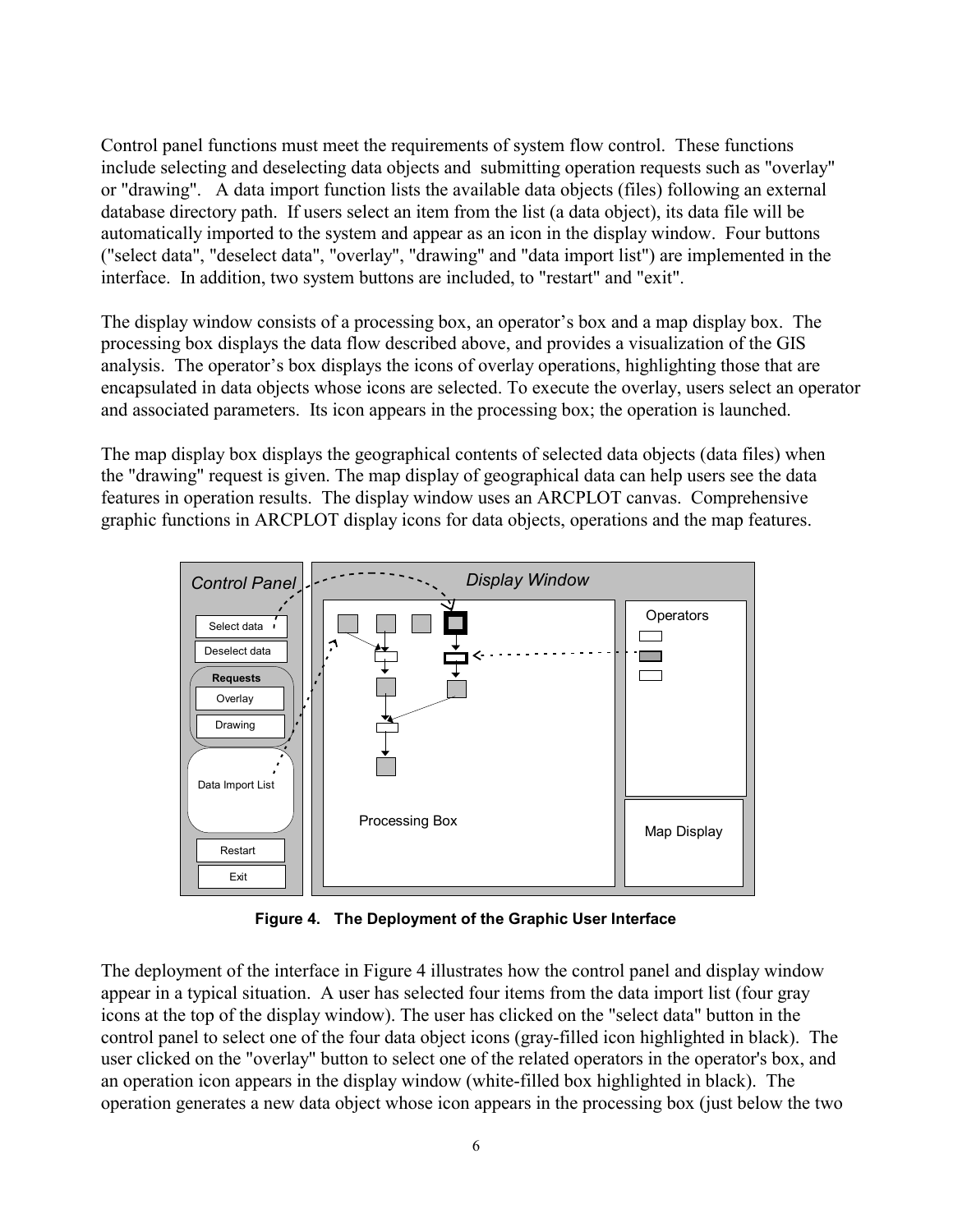Control panel functions must meet the requirements of system flow control. These functions include selecting and deselecting data objects and submitting operation requests such as "overlay" or "drawing". A data import function lists the available data objects (files) following an external database directory path. If users select an item from the list (a data object), its data file will be automatically imported to the system and appear as an icon in the display window. Four buttons ("select data", "deselect data", "overlay", "drawing" and "data import list") are implemented in the interface. In addition, two system buttons are included, to "restart" and "exit".

The display window consists of a processing box, an operator's box and a map display box. The processing box displays the data flow described above, and provides a visualization of the GIS analysis. The operator's box displays the icons of overlay operations, highlighting those that are encapsulated in data objects whose icons are selected. To execute the overlay, users select an operator and associated parameters. Its icon appears in the processing box; the operation is launched.

The map display box displays the geographical contents of selected data objects (data files) when the "drawing" request is given. The map display of geographical data can help users see the data features in operation results. The display window uses an ARCPLOT canvas. Comprehensive graphic functions in ARCPLOT display icons for data objects, operations and the map features.

**Figure 4. The Deployment of the Graphic User Interface**

The deployment of the interface in Figure 4 illustrates how the control panel and display window appear in a typical situation. A user has selected four items from the data import list (four gray icons at the top of the display window). The user has clicked on the "select data" button in the control panel to select one of the four data object icons (gray-filled icon highlighted in black). The user clicked on the "overlay" button to select one of the related operators in the operator's box, and an operation icon appears in the display window (white-filled box highlighted in black). The operation generates a new data object whose icon appears in the processing box (just below the two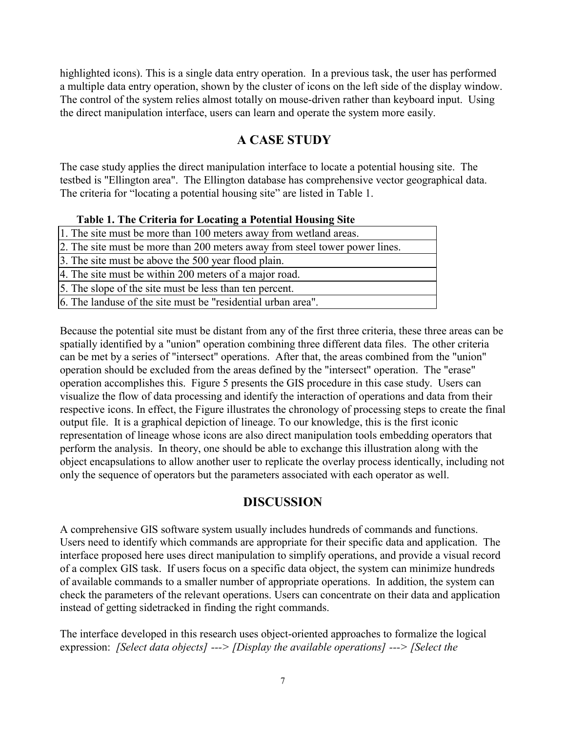highlighted icons). This is a single data entry operation. In a previous task, the user has performed a multiple data entry operation, shown by the cluster of icons on the left side of the display window. The control of the system relies almost totally on mouse-driven rather than keyboard input. Using the direct manipulation interface, users can learn and operate the system more easily.

## A CASE STUDY

The case study applies the direct manipulation interface to locate a potential housing site. The testbed is "Ellington area". The Ellington database has comprehensive vector geographical data. The criteria for "locating a potential housing site" are listed in Table 1.

**Table 1. The Criteria for Locating a Potential Housing Site**

| Criteria |
|---|
| 1. The site must be more than 100 meters away from wetland areas. |
| 2. The site must be more than 200 meters away from steel tower power lines. |
| 3. The site must be above the 500 year flood plain. |
| 4. The site must be within 200 meters of a major road. |
| 5. The slope of the site must be less than ten percent. |
| 6. The landuse of the site must be "residential urban area". |

Because the potential site must be distant from any of the first three criteria, these three areas can be spatially identified by a "union" operation combining three different data files. The other criteria can be met by a series of "intersect" operations. After that, the areas combined from the "union" operation should be excluded from the areas defined by the "intersect" operation. The "erase" operation accomplishes this. Figure 5 presents the GIS procedure in this case study. Users can visualize the flow of data processing and identify the interaction of operations and data from their respective icons. In effect, the Figure illustrates the chronology of processing steps to create the final output file. It is a graphical depiction of lineage. To our knowledge, this is the first iconic representation of lineage whose icons are also direct manipulation tools embedding operators that perform the analysis. In theory, one should be able to exchange this illustration along with the object encapsulations to allow another user to replicate the overlay process identically, including not only the sequence of operators but the parameters associated with each operator as well.

## DISCUSSION

A comprehensive GIS software system usually includes hundreds of commands and functions. Users need to identify which commands are appropriate for their specific data and application. The interface proposed here uses direct manipulation to simplify operations, and provide a visual record of a complex GIS task. If users focus on a specific data object, the system can minimize hundreds of available commands to a smaller number of appropriate operations. In addition, the system can check the parameters of the relevant operations. Users can concentrate on their data and application instead of getting sidetracked in finding the right commands.

The interface developed in this research uses object-oriented approaches to formalize the logical expression: *[Select data objects] ---> [Display the available operations] ---> [Select the*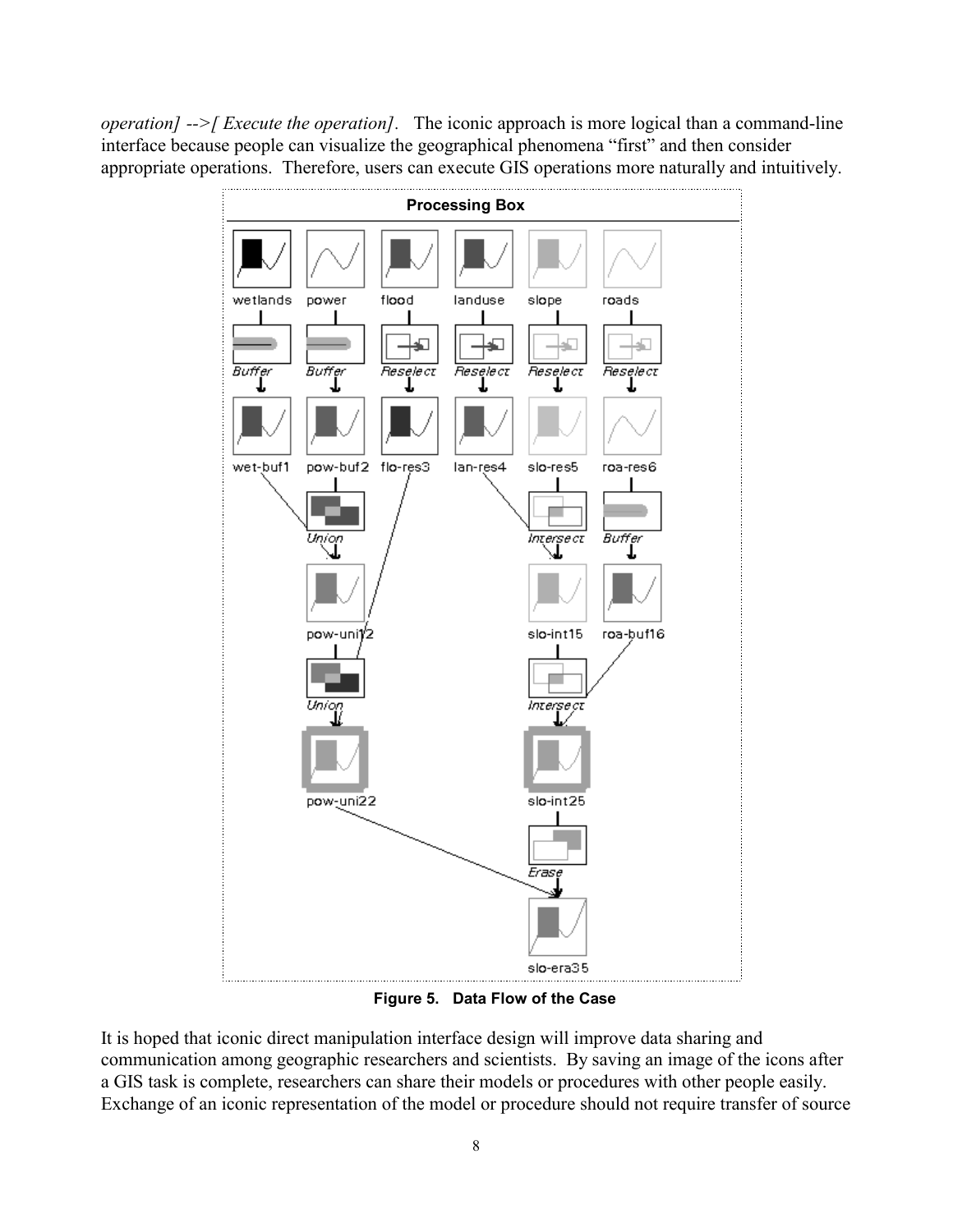*operation] -->[ Execute the operation].* The iconic approach is more logical than a command-line interface because people can visualize the geographical phenomena "first" and then consider appropriate operations. Therefore, users can execute GIS operations more naturally and intuitively.

**Figure 5. Data Flow of the Case**

It is hoped that iconic direct manipulation interface design will improve data sharing and communication among geographic researchers and scientists. By saving an image of the icons after a GIS task is complete, researchers can share their models or procedures with other people easily. Exchange of an iconic representation of the model or procedure should not require transfer of source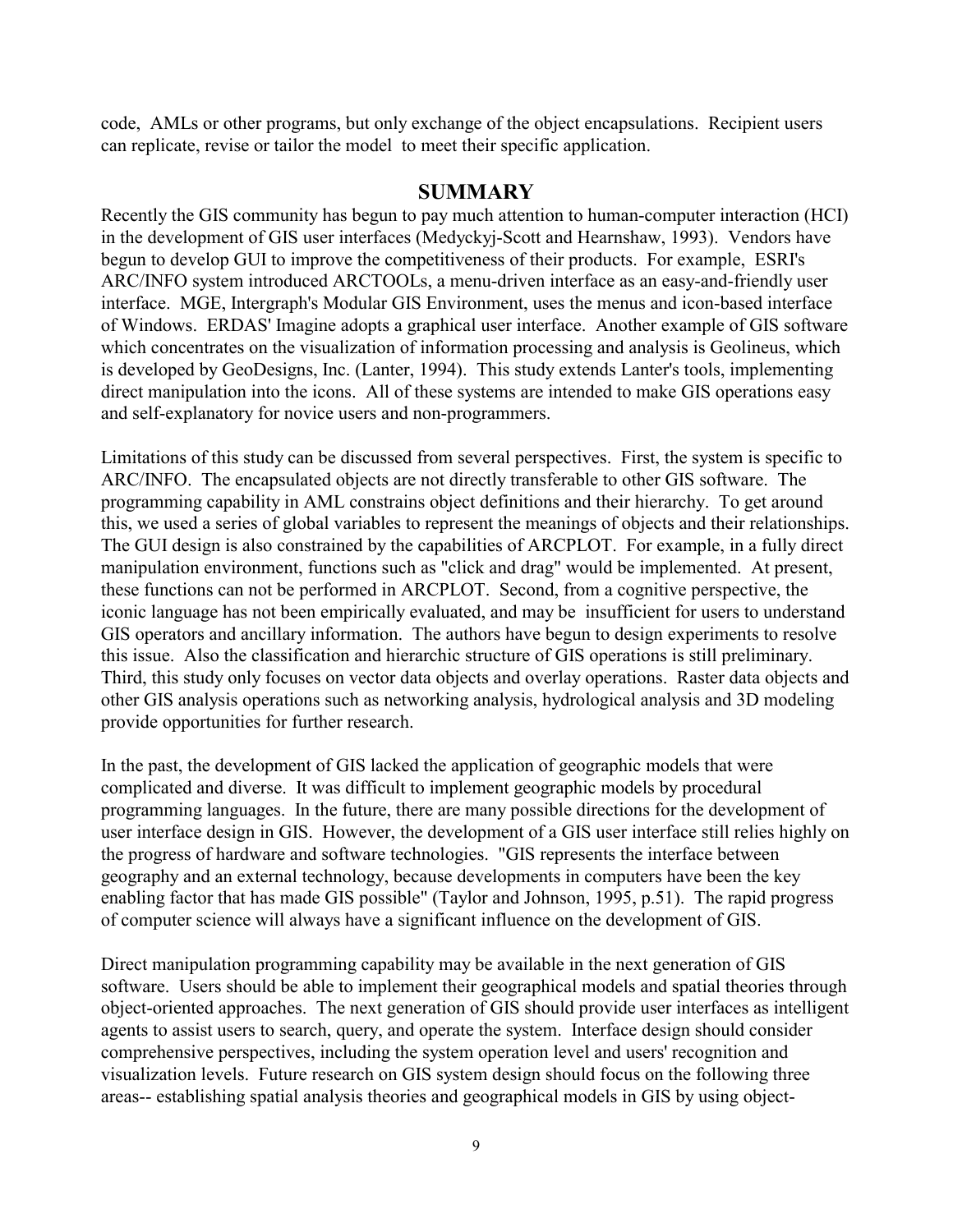code, AMLs or other programs, but only exchange of the object encapsulations. Recipient users can replicate, revise or tailor the model to meet their specific application.

## SUMMARY

Recently the GIS community has begun to pay much attention to human-computer interaction (HCI) in the development of GIS user interfaces (Medyckyj-Scott and Hearnshaw, 1993). Vendors have begun to develop GUI to improve the competitiveness of their products. For example, ESRI's ARC/INFO system introduced ARCTOOLs, a menu-driven interface as an easy-and-friendly user interface. MGE, Intergraph's Modular GIS Environment, uses the menus and icon-based interface of Windows. ERDAS' Imagine adopts a graphical user interface. Another example of GIS software which concentrates on the visualization of information processing and analysis is Geolineus, which is developed by GeoDesigns, Inc. (Lanter, 1994). This study extends Lanter's tools, implementing direct manipulation into the icons. All of these systems are intended to make GIS operations easy and self-explanatory for novice users and non-programmers.

Limitations of this study can be discussed from several perspectives. First, the system is specific to ARC/INFO. The encapsulated objects are not directly transferable to other GIS software. The programming capability in AML constrains object definitions and their hierarchy. To get around this, we used a series of global variables to represent the meanings of objects and their relationships. The GUI design is also constrained by the capabilities of ARCPLOT. For example, in a fully direct manipulation environment, functions such as "click and drag" would be implemented. At present, these functions can not be performed in ARCPLOT. Second, from a cognitive perspective, the iconic language has not been empirically evaluated, and may be insufficient for users to understand GIS operators and ancillary information. The authors have begun to design experiments to resolve this issue. Also the classification and hierarchic structure of GIS operations is still preliminary. Third, this study only focuses on vector data objects and overlay operations. Raster data objects and other GIS analysis operations such as networking analysis, hydrological analysis and 3D modeling provide opportunities for further research.

In the past, the development of GIS lacked the application of geographic models that were complicated and diverse. It was difficult to implement geographic models by procedural programming languages. In the future, there are many possible directions for the development of user interface design in GIS. However, the development of a GIS user interface still relies highly on the progress of hardware and software technologies. "GIS represents the interface between geography and an external technology, because developments in computers have been the key enabling factor that has made GIS possible" (Taylor and Johnson, 1995, p.51). The rapid progress of computer science will always have a significant influence on the development of GIS.

Direct manipulation programming capability may be available in the next generation of GIS software. Users should be able to implement their geographical models and spatial theories through object-oriented approaches. The next generation of GIS should provide user interfaces as intelligent agents to assist users to search, query, and operate the system. Interface design should consider comprehensive perspectives, including the system operation level and users' recognition and visualization levels. Future research on GIS system design should focus on the following three areas-- establishing spatial analysis theories and geographical models in GIS by using object-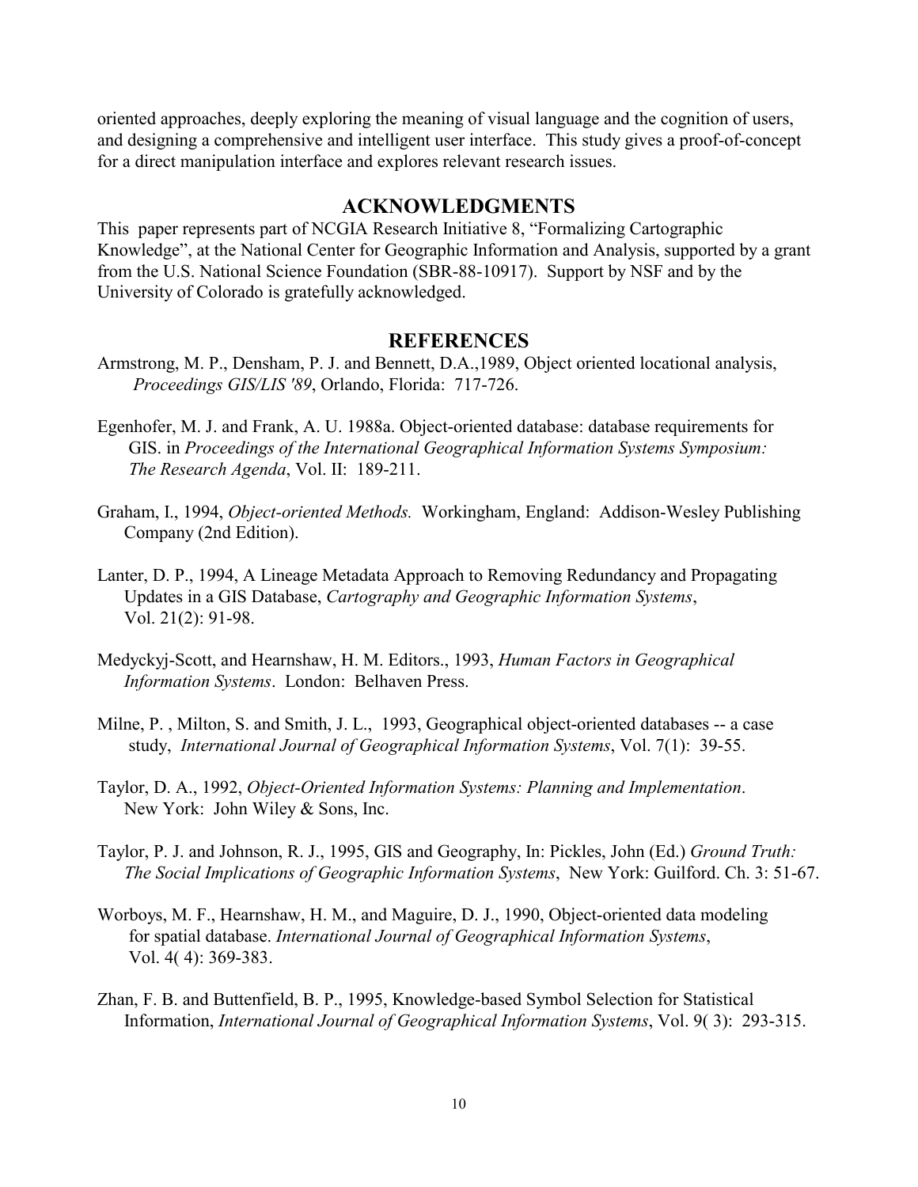oriented approaches, deeply exploring the meaning of visual language and the cognition of users, and designing a comprehensive and intelligent user interface. This study gives a proof-of-concept for a direct manipulation interface and explores relevant research issues.

## ACKNOWLEDGMENTS

This paper represents part of NCGIA Research Initiative 8, "Formalizing Cartographic Knowledge", at the National Center for Geographic Information and Analysis, supported by a grant from the U.S. National Science Foundation (SBR-88-10917). Support by NSF and by the University of Colorado is gratefully acknowledged.

## REFERENCES

Armstrong, M. P., Densham, P. J. and Bennett, D.A.,1989, Object oriented locational analysis, *Proceedings GIS/LIS '89*, Orlando, Florida: 717-726.

Egenhofer, M. J. and Frank, A. U. 1988a. Object-oriented database: database requirements for GIS. in *Proceedings of the International Geographical Information Systems Symposium: The Research Agenda*, Vol. II: 189-211.

Graham, I., 1994, *Object-oriented Methods.* Workingham, England: Addison-Wesley Publishing Company (2nd Edition).

Lanter, D. P., 1994, A Lineage Metadata Approach to Removing Redundancy and Propagating Updates in a GIS Database, *Cartography and Geographic Information Systems*, Vol. 21(2): 91-98.

Medyckyj-Scott, and Hearnshaw, H. M. Editors., 1993, *Human Factors in Geographical Information Systems*. London: Belhaven Press.

Milne, P. , Milton, S. and Smith, J. L., 1993, Geographical object-oriented databases -- a case study, *International Journal of Geographical Information Systems*, Vol. 7(1): 39-55.

Taylor, D. A., 1992, *Object-Oriented Information Systems: Planning and Implementation*. New York: John Wiley & Sons, Inc.

Taylor, P. J. and Johnson, R. J., 1995, GIS and Geography, In: Pickles, John (Ed.) *Ground Truth: The Social Implications of Geographic Information Systems*, New York: Guilford. Ch. 3: 51-67.

Worboys, M. F., Hearnshaw, H. M., and Maguire, D. J., 1990, Object-oriented data modeling for spatial database. *International Journal of Geographical Information Systems*, Vol. 4( 4): 369-383.

Zhan, F. B. and Buttenfield, B. P., 1995, Knowledge-based Symbol Selection for Statistical Information, *International Journal of Geographical Information Systems*, Vol. 9( 3): 293-315.